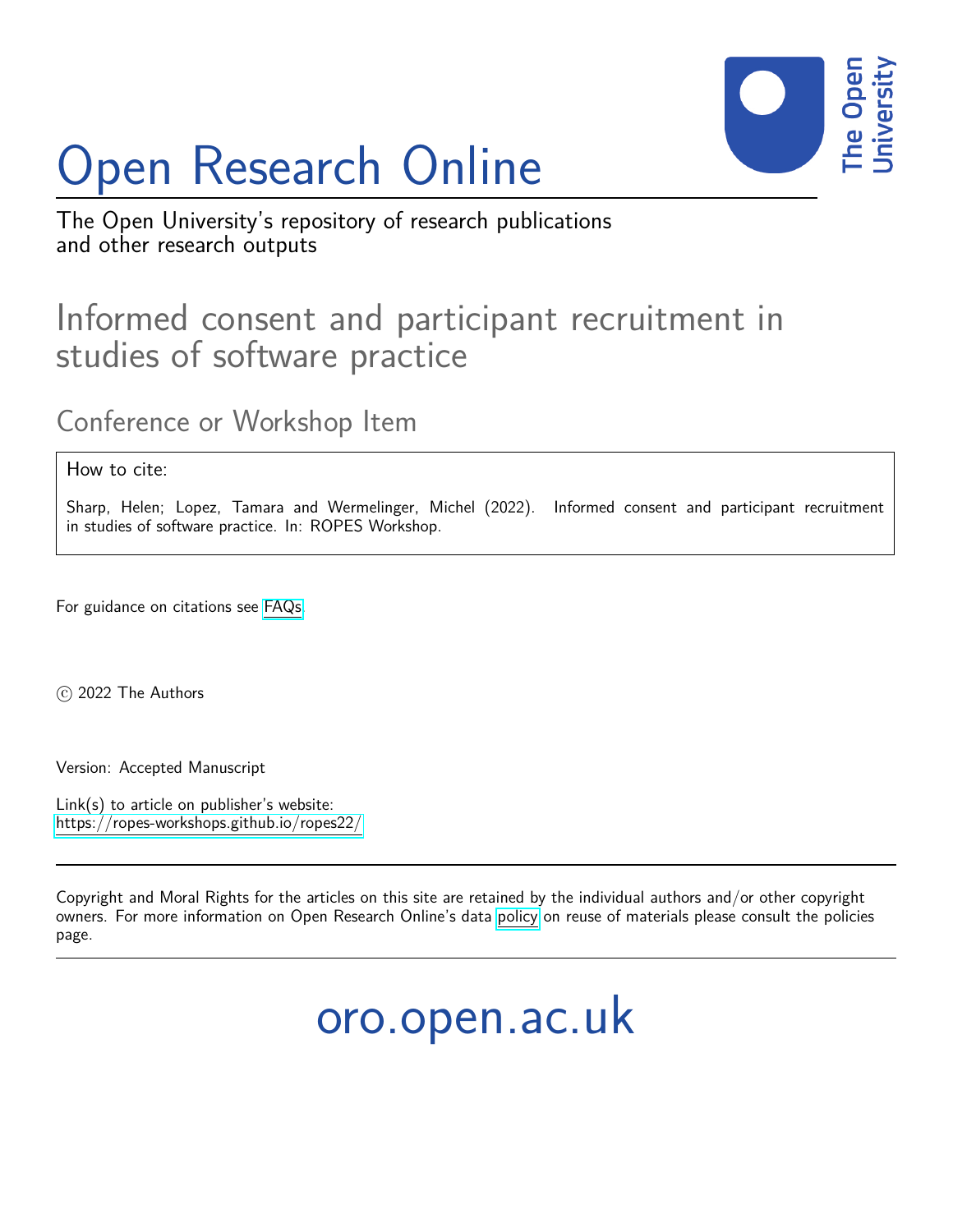# Open Research Online

The Open University's repository of research publications and other research outputs

## Informed consent and participant recruitment in studies of software practice

### Conference or Workshop Item

How to cite:

Sharp, Helen; Lopez, Tamara and Wermelinger, Michel (2022). Informed consent and participant recruitment in studies of software practice. In: ROPES Workshop.

For guidance on citations see FAQs.

© 2022 The Authors

Version: Accepted Manuscript

Link(s) to article on publisher's website:
https://ropes-workshops.github.io/ropes22/

Copyright and Moral Rights for the articles on this site are retained by the individual authors and/or other copyright owners. For more information on Open Research Online's data policy on reuse of materials please consult the policies page.

oro.open.ac.uk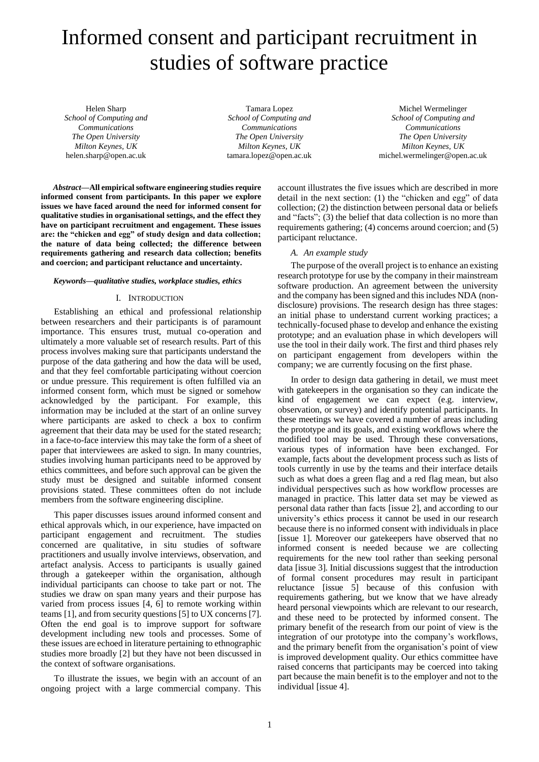# Informed consent and participant recruitment in studies of software practice

Helen Sharp
*School of Computing and Communications*
*The Open University*
*Milton Keynes, UK*
helen.sharp@open.ac.uk

Tamara Lopez
*School of Computing and Communications*
*The Open University*
*Milton Keynes, UK*
tamara.lopez@open.ac.uk

Michel Wermelinger
*School of Computing and Communications*
*The Open University*
*Milton Keynes, UK*
michel.wermelinger@open.ac.uk

***Abstract*—All empirical software engineering studies require informed consent from participants. In this paper we explore issues we have faced around the need for informed consent for qualitative studies in organisational settings, and the effect they have on participant recruitment and engagement. These issues are: the "chicken and egg" of study design and data collection; the nature of data being collected; the difference between requirements gathering and research data collection; benefits and coercion; and participant reluctance and uncertainty.**

***Keywords*—*qualitative studies, workplace studies, ethics***

## I. Introduction

Establishing an ethical and professional relationship between researchers and their participants is of paramount importance. This ensures trust, mutual co-operation and ultimately a more valuable set of research results. Part of this process involves making sure that participants understand the purpose of the data gathering and how the data will be used, and that they feel comfortable participating without coercion or undue pressure. This requirement is often fulfilled via an informed consent form, which must be signed or somehow acknowledged by the participant. For example, this information may be included at the start of an online survey where participants are asked to check a box to confirm agreement that their data may be used for the stated research; in a face-to-face interview this may take the form of a sheet of paper that interviewees are asked to sign. In many countries, studies involving human participants need to be approved by ethics committees, and before such approval can be given the study must be designed and suitable informed consent provisions stated. These committees often do not include members from the software engineering discipline.

This paper discusses issues around informed consent and ethical approvals which, in our experience, have impacted on participant engagement and recruitment. The studies concerned are qualitative, in situ studies of software practitioners and usually involve interviews, observation, and artefact analysis. Access to participants is usually gained through a gatekeeper within the organisation, although individual participants can choose to take part or not. The studies we draw on span many years and their purpose has varied from process issues [4, 6] to remote working within teams [1], and from security questions [5] to UX concerns [7]. Often the end goal is to improve support for software development including new tools and processes. Some of these issues are echoed in literature pertaining to ethnographic studies more broadly [2] but they have not been discussed in the context of software organisations.

To illustrate the issues, we begin with an account of an ongoing project with a large commercial company. This account illustrates the five issues which are described in more detail in the next section: (1) the "chicken and egg" of data collection; (2) the distinction between personal data or beliefs and "facts"; (3) the belief that data collection is no more than requirements gathering; (4) concerns around coercion; and (5) participant reluctance.

### *A. An example study*

The purpose of the overall project is to enhance an existing research prototype for use by the company in their mainstream software production. An agreement between the university and the company has been signed and this includes NDA (non-disclosure) provisions. The research design has three stages: an initial phase to understand current working practices; a technically-focused phase to develop and enhance the existing prototype; and an evaluation phase in which developers will use the tool in their daily work. The first and third phases rely on participant engagement from developers within the company; we are currently focusing on the first phase.

In order to design data gathering in detail, we must meet with gatekeepers in the organisation so they can indicate the kind of engagement we can expect (e.g. interview, observation, or survey) and identify potential participants. In these meetings we have covered a number of areas including the prototype and its goals, and existing workflows where the modified tool may be used. Through these conversations, various types of information have been exchanged. For example, facts about the development process such as lists of tools currently in use by the teams and their interface details such as what does a green flag and a red flag mean, but also individual perspectives such as how workflow processes are managed in practice. This latter data set may be viewed as personal data rather than facts [issue 2], and according to our university's ethics process it cannot be used in our research because there is no informed consent with individuals in place [issue 1]. Moreover our gatekeepers have observed that no informed consent is needed because we are collecting requirements for the new tool rather than seeking personal data [issue 3]. Initial discussions suggest that the introduction of formal consent procedures may result in participant reluctance [issue 5] because of this confusion with requirements gathering, but we know that we have already heard personal viewpoints which are relevant to our research, and these need to be protected by informed consent. The primary benefit of the research from our point of view is the integration of our prototype into the company's workflows, and the primary benefit from the organisation's point of view is improved development quality. Our ethics committee have raised concerns that participants may be coerced into taking part because the main benefit is to the employer and not to the individual [issue 4].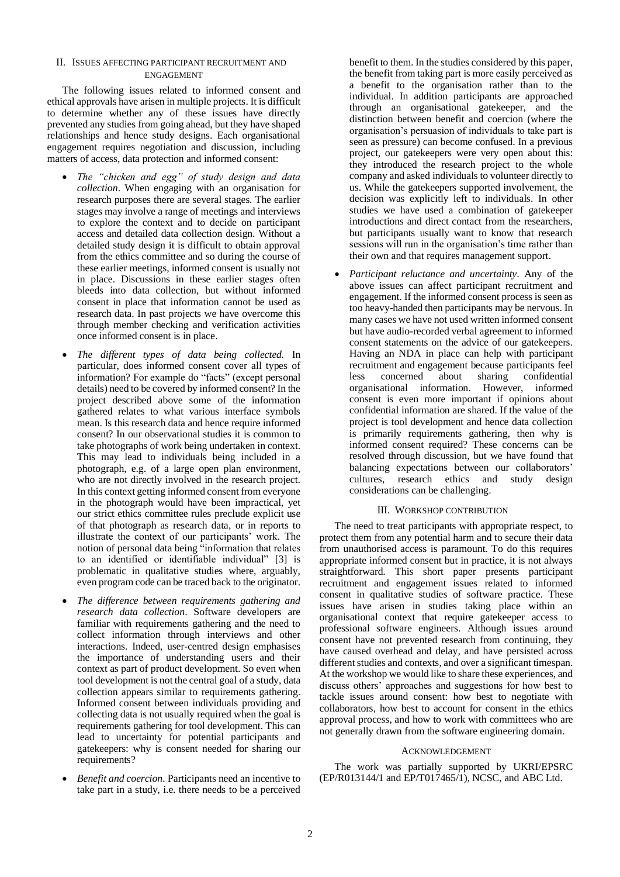## II. Issues Affecting Participant Recruitment and Engagement

The following issues related to informed consent and ethical approvals have arisen in multiple projects. It is difficult to determine whether any of these issues have directly prevented any studies from going ahead, but they have shaped relationships and hence study designs. Each organisational engagement requires negotiation and discussion, including matters of access, data protection and informed consent:

- *The "chicken and egg" of study design and data collection*. When engaging with an organisation for research purposes there are several stages. The earlier stages may involve a range of meetings and interviews to explore the context and to decide on participant access and detailed data collection design. Without a detailed study design it is difficult to obtain approval from the ethics committee and so during the course of these earlier meetings, informed consent is usually not in place. Discussions in these earlier stages often bleeds into data collection, but without informed consent in place that information cannot be used as research data. In past projects we have overcome this through member checking and verification activities once informed consent is in place.
- *The different types of data being collected.* In particular, does informed consent cover all types of information? For example do "facts" (except personal details) need to be covered by informed consent? In the project described above some of the information gathered relates to what various interface symbols mean. Is this research data and hence require informed consent? In our observational studies it is common to take photographs of work being undertaken in context. This may lead to individuals being included in a photograph, e.g. of a large open plan environment, who are not directly involved in the research project. In this context getting informed consent from everyone in the photograph would have been impractical, yet our strict ethics committee rules preclude explicit use of that photograph as research data, or in reports to illustrate the context of our participants' work. The notion of personal data being "information that relates to an identified or identifiable individual" [3] is problematic in qualitative studies where, arguably, even program code can be traced back to the originator.
- *The difference between requirements gathering and research data collection*. Software developers are familiar with requirements gathering and the need to collect information through interviews and other interactions. Indeed, user-centred design emphasises the importance of understanding users and their context as part of product development. So even when tool development is not the central goal of a study, data collection appears similar to requirements gathering. Informed consent between individuals providing and collecting data is not usually required when the goal is requirements gathering for tool development. This can lead to uncertainty for potential participants and gatekeepers: why is consent needed for sharing our requirements?
- *Benefit and coercion*. Participants need an incentive to take part in a study, i.e. there needs to be a perceived benefit to them. In the studies considered by this paper, the benefit from taking part is more easily perceived as a benefit to the organisation rather than to the individual. In addition participants are approached through an organisational gatekeeper, and the distinction between benefit and coercion (where the organisation's persuasion of individuals to take part is seen as pressure) can become confused. In a previous project, our gatekeepers were very open about this: they introduced the research project to the whole company and asked individuals to volunteer directly to us. While the gatekeepers supported involvement, the decision was explicitly left to individuals. In other studies we have used a combination of gatekeeper introductions and direct contact from the researchers, but participants usually want to know that research sessions will run in the organisation's time rather than their own and that requires management support.
- *Participant reluctance and uncertainty*. Any of the above issues can affect participant recruitment and engagement. If the informed consent process is seen as too heavy-handed then participants may be nervous. In many cases we have not used written informed consent but have audio-recorded verbal agreement to informed consent statements on the advice of our gatekeepers. Having an NDA in place can help with participant recruitment and engagement because participants feel less concerned about sharing confidential organisational information. However, informed consent is even more important if opinions about confidential information are shared. If the value of the project is tool development and hence data collection is primarily requirements gathering, then why is informed consent required? These concerns can be resolved through discussion, but we have found that balancing expectations between our collaborators' cultures, research ethics and study design considerations can be challenging.

## III. Workshop Contribution

The need to treat participants with appropriate respect, to protect them from any potential harm and to secure their data from unauthorised access is paramount. To do this requires appropriate informed consent but in practice, it is not always straightforward. This short paper presents participant recruitment and engagement issues related to informed consent in qualitative studies of software practice. These issues have arisen in studies taking place within an organisational context that require gatekeeper access to professional software engineers. Although issues around consent have not prevented research from continuing, they have caused overhead and delay, and have persisted across different studies and contexts, and over a significant timespan. At the workshop we would like to share these experiences, and discuss others' approaches and suggestions for how best to tackle issues around consent: how best to negotiate with collaborators, how best to account for consent in the ethics approval process, and how to work with committees who are not generally drawn from the software engineering domain.

## Acknowledgement

The work was partially supported by UKRI/EPSRC (EP/R013144/1 and EP/T017465/1), NCSC, and ABC Ltd.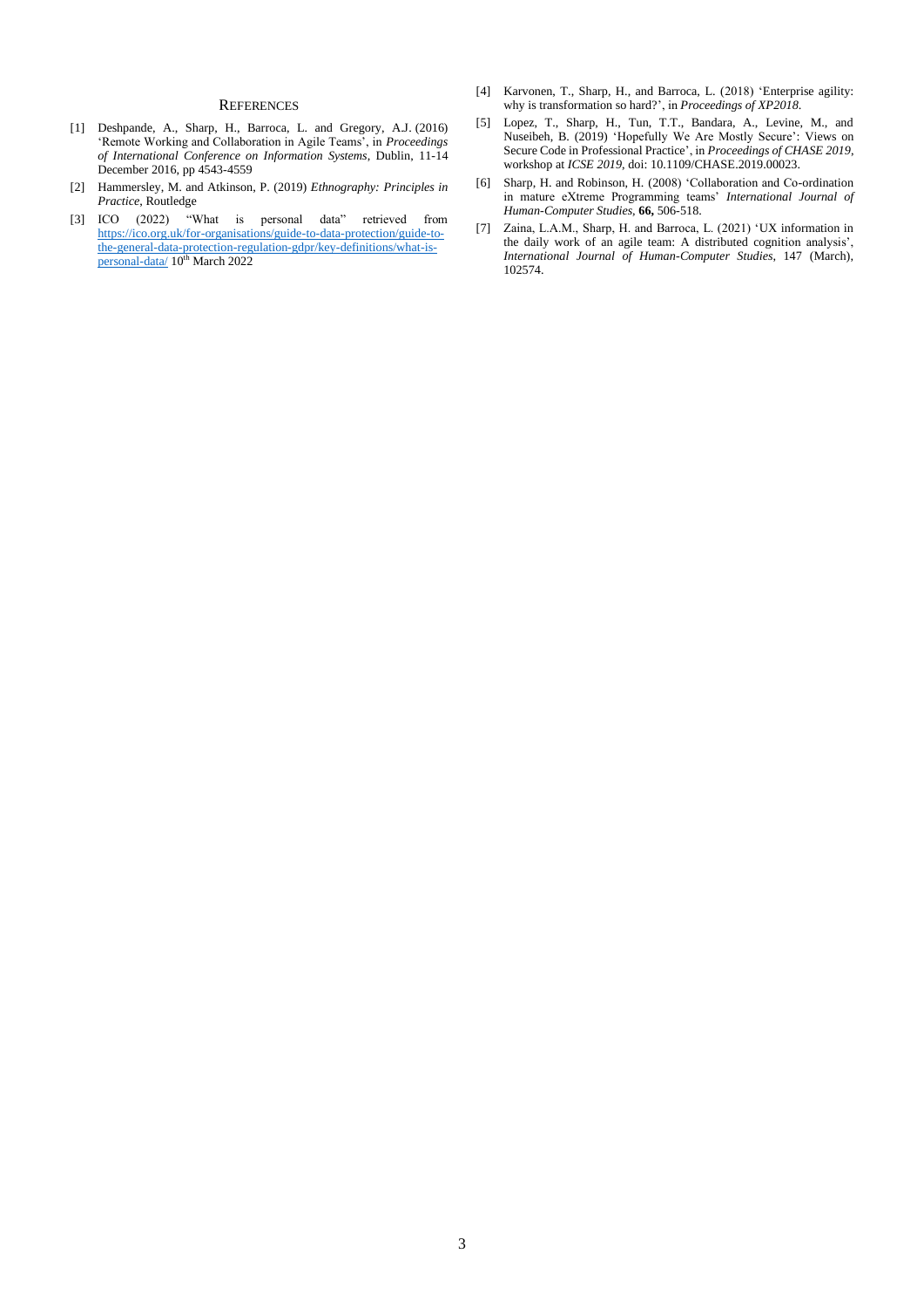## References

[1] Deshpande, A., Sharp, H., Barroca, L. and Gregory, A.J. (2016) 'Remote Working and Collaboration in Agile Teams', in *Proceedings of International Conference on Information Systems*, Dublin, 11-14 December 2016, pp 4543-4559

[2] Hammersley, M. and Atkinson, P. (2019) *Ethnography: Principles in Practice*, Routledge

[3] ICO (2022) "What is personal data" retrieved from https://ico.org.uk/for-organisations/guide-to-data-protection/guide-to-the-general-data-protection-regulation-gdpr/key-definitions/what-is-personal-data/ 10th March 2022

[4] Karvonen, T., Sharp, H., and Barroca, L. (2018) 'Enterprise agility: why is transformation so hard?', in *Proceedings of XP2018*.

[5] Lopez, T., Sharp, H., Tun, T.T., Bandara, A., Levine, M., and Nuseibeh, B. (2019) 'Hopefully We Are Mostly Secure': Views on Secure Code in Professional Practice', in *Proceedings of CHASE 2019*, workshop at *ICSE 2019*, doi: 10.1109/CHASE.2019.00023.

[6] Sharp, H. and Robinson, H. (2008) 'Collaboration and Co-ordination in mature eXtreme Programming teams' *International Journal of Human-Computer Studies*, **66,** 506-518.

[7] Zaina, L.A.M., Sharp, H. and Barroca, L. (2021) 'UX information in the daily work of an agile team: A distributed cognition analysis', *International Journal of Human-Computer Studies*, 147 (March), 102574.